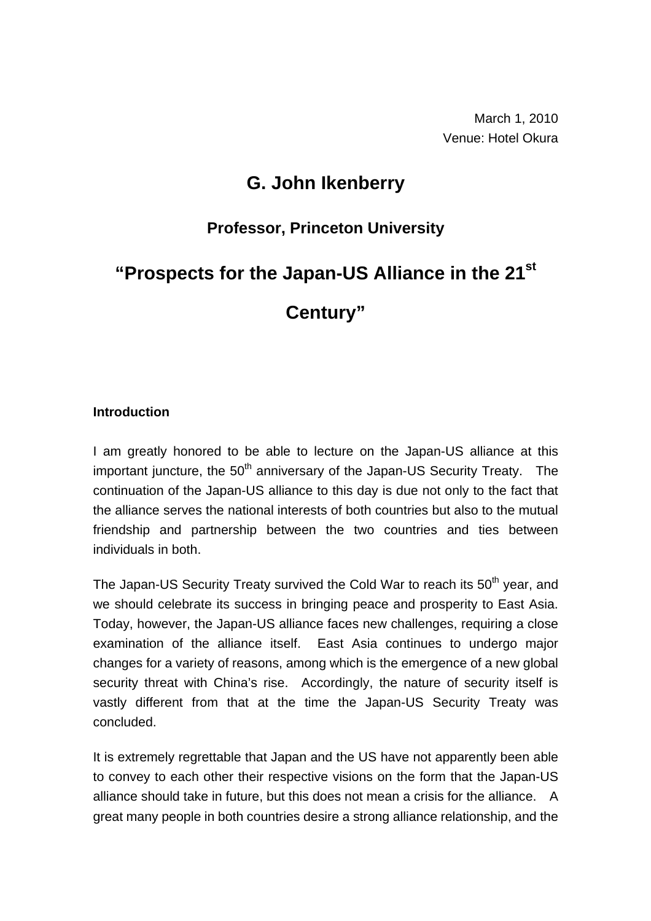March 1, 2010
Venue: Hotel Okura

# G. John Ikenberry

## Professor, Princeton University

# "Prospects for the Japan-US Alliance in the 21st Century"

### Introduction

I am greatly honored to be able to lecture on the Japan-US alliance at this important juncture, the 50th anniversary of the Japan-US Security Treaty. The continuation of the Japan-US alliance to this day is due not only to the fact that the alliance serves the national interests of both countries but also to the mutual friendship and partnership between the two countries and ties between individuals in both.

The Japan-US Security Treaty survived the Cold War to reach its 50th year, and we should celebrate its success in bringing peace and prosperity to East Asia. Today, however, the Japan-US alliance faces new challenges, requiring a close examination of the alliance itself. East Asia continues to undergo major changes for a variety of reasons, among which is the emergence of a new global security threat with China's rise. Accordingly, the nature of security itself is vastly different from that at the time the Japan-US Security Treaty was concluded.

It is extremely regrettable that Japan and the US have not apparently been able to convey to each other their respective visions on the form that the Japan-US alliance should take in future, but this does not mean a crisis for the alliance. A great many people in both countries desire a strong alliance relationship, and the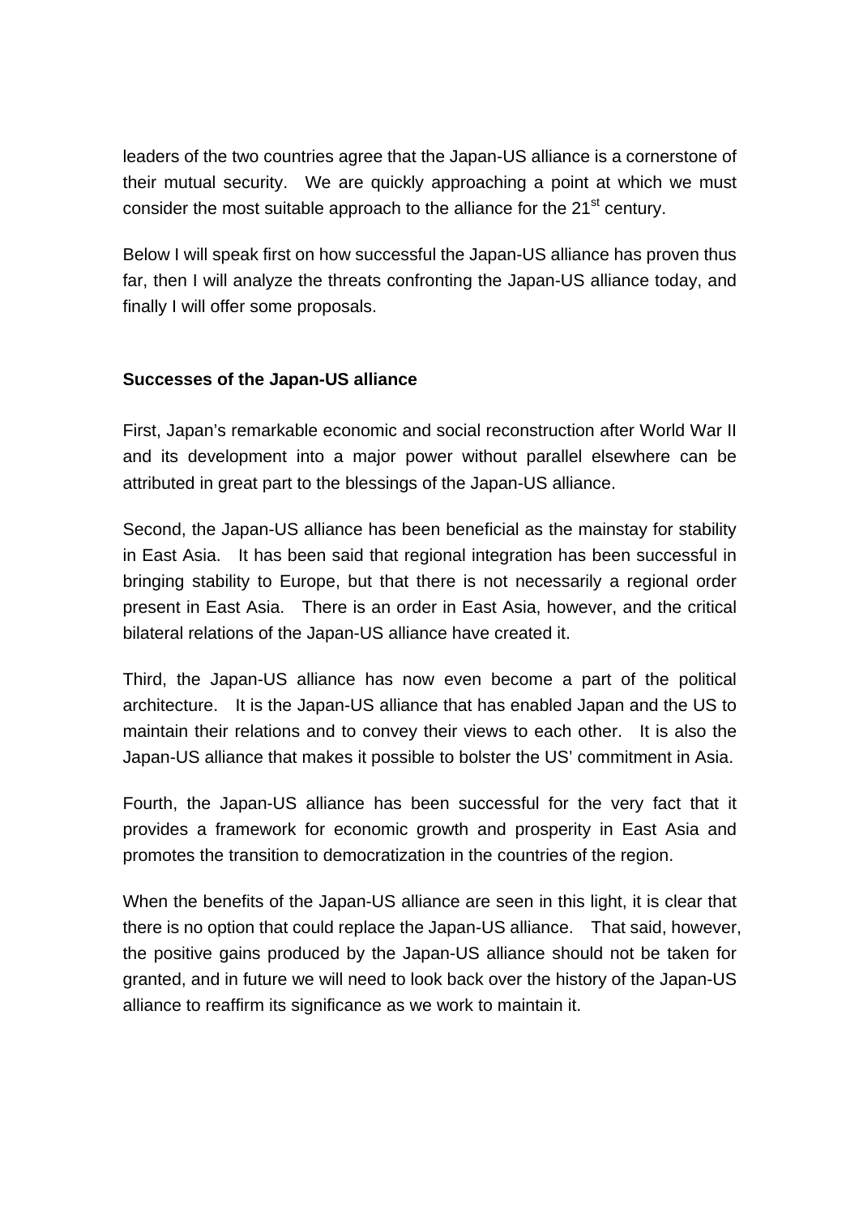leaders of the two countries agree that the Japan-US alliance is a cornerstone of their mutual security. We are quickly approaching a point at which we must consider the most suitable approach to the alliance for the 21st century.

Below I will speak first on how successful the Japan-US alliance has proven thus far, then I will analyze the threats confronting the Japan-US alliance today, and finally I will offer some proposals.

**Successes of the Japan-US alliance**

First, Japan's remarkable economic and social reconstruction after World War II and its development into a major power without parallel elsewhere can be attributed in great part to the blessings of the Japan-US alliance.

Second, the Japan-US alliance has been beneficial as the mainstay for stability in East Asia. It has been said that regional integration has been successful in bringing stability to Europe, but that there is not necessarily a regional order present in East Asia. There is an order in East Asia, however, and the critical bilateral relations of the Japan-US alliance have created it.

Third, the Japan-US alliance has now even become a part of the political architecture. It is the Japan-US alliance that has enabled Japan and the US to maintain their relations and to convey their views to each other. It is also the Japan-US alliance that makes it possible to bolster the US' commitment in Asia.

Fourth, the Japan-US alliance has been successful for the very fact that it provides a framework for economic growth and prosperity in East Asia and promotes the transition to democratization in the countries of the region.

When the benefits of the Japan-US alliance are seen in this light, it is clear that there is no option that could replace the Japan-US alliance. That said, however, the positive gains produced by the Japan-US alliance should not be taken for granted, and in future we will need to look back over the history of the Japan-US alliance to reaffirm its significance as we work to maintain it.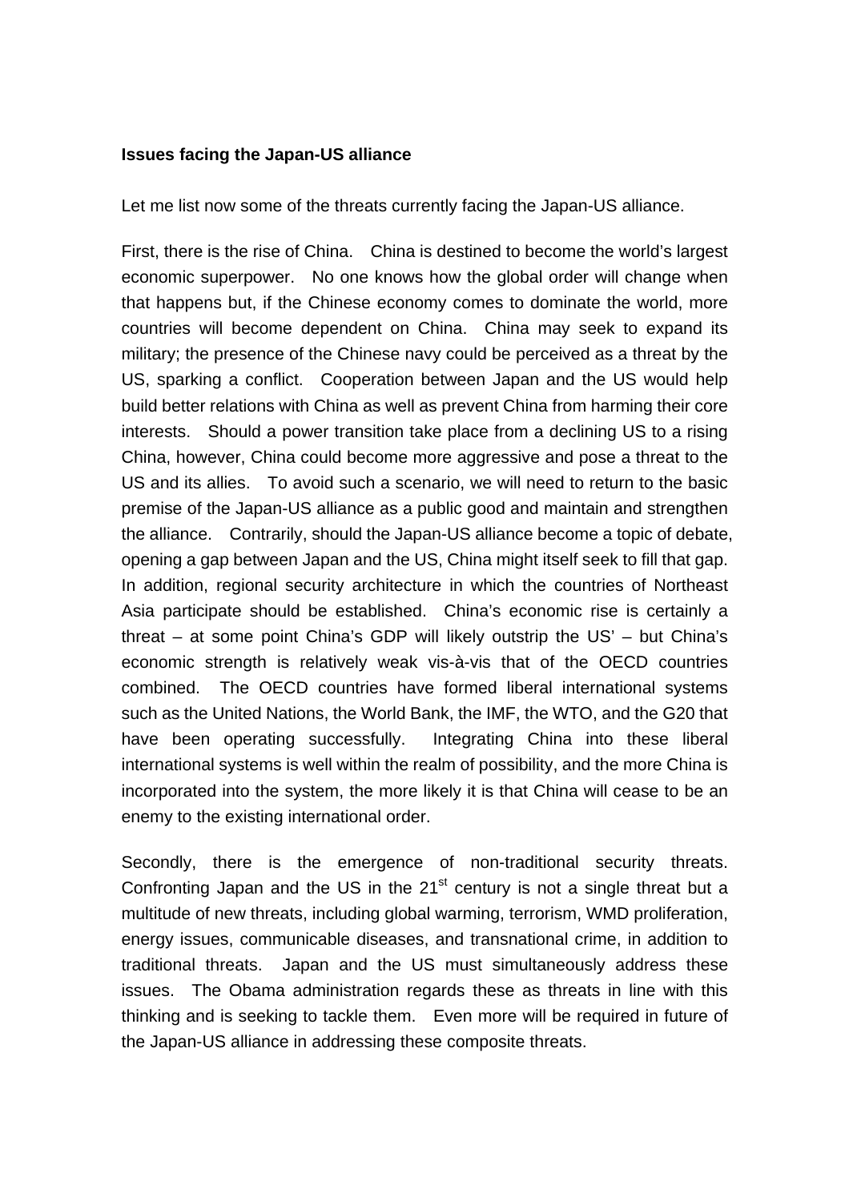**Issues facing the Japan-US alliance**

Let me list now some of the threats currently facing the Japan-US alliance.

First, there is the rise of China. China is destined to become the world's largest economic superpower. No one knows how the global order will change when that happens but, if the Chinese economy comes to dominate the world, more countries will become dependent on China. China may seek to expand its military; the presence of the Chinese navy could be perceived as a threat by the US, sparking a conflict. Cooperation between Japan and the US would help build better relations with China as well as prevent China from harming their core interests. Should a power transition take place from a declining US to a rising China, however, China could become more aggressive and pose a threat to the US and its allies. To avoid such a scenario, we will need to return to the basic premise of the Japan-US alliance as a public good and maintain and strengthen the alliance. Contrarily, should the Japan-US alliance become a topic of debate, opening a gap between Japan and the US, China might itself seek to fill that gap. In addition, regional security architecture in which the countries of Northeast Asia participate should be established. China's economic rise is certainly a threat – at some point China's GDP will likely outstrip the US' – but China's economic strength is relatively weak vis-à-vis that of the OECD countries combined. The OECD countries have formed liberal international systems such as the United Nations, the World Bank, the IMF, the WTO, and the G20 that have been operating successfully. Integrating China into these liberal international systems is well within the realm of possibility, and the more China is incorporated into the system, the more likely it is that China will cease to be an enemy to the existing international order.

Secondly, there is the emergence of non-traditional security threats. Confronting Japan and the US in the 21st century is not a single threat but a multitude of new threats, including global warming, terrorism, WMD proliferation, energy issues, communicable diseases, and transnational crime, in addition to traditional threats. Japan and the US must simultaneously address these issues. The Obama administration regards these as threats in line with this thinking and is seeking to tackle them. Even more will be required in future of the Japan-US alliance in addressing these composite threats.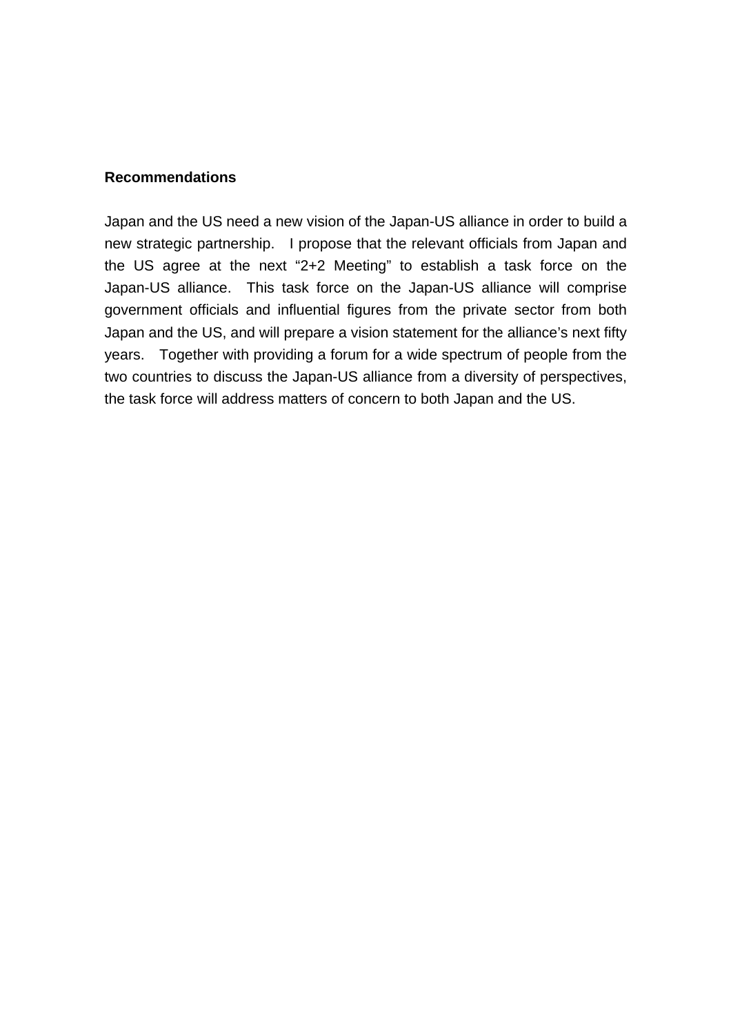**Recommendations**

Japan and the US need a new vision of the Japan-US alliance in order to build a new strategic partnership. I propose that the relevant officials from Japan and the US agree at the next "2+2 Meeting" to establish a task force on the Japan-US alliance. This task force on the Japan-US alliance will comprise government officials and influential figures from the private sector from both Japan and the US, and will prepare a vision statement for the alliance's next fifty years. Together with providing a forum for a wide spectrum of people from the two countries to discuss the Japan-US alliance from a diversity of perspectives, the task force will address matters of concern to both Japan and the US.